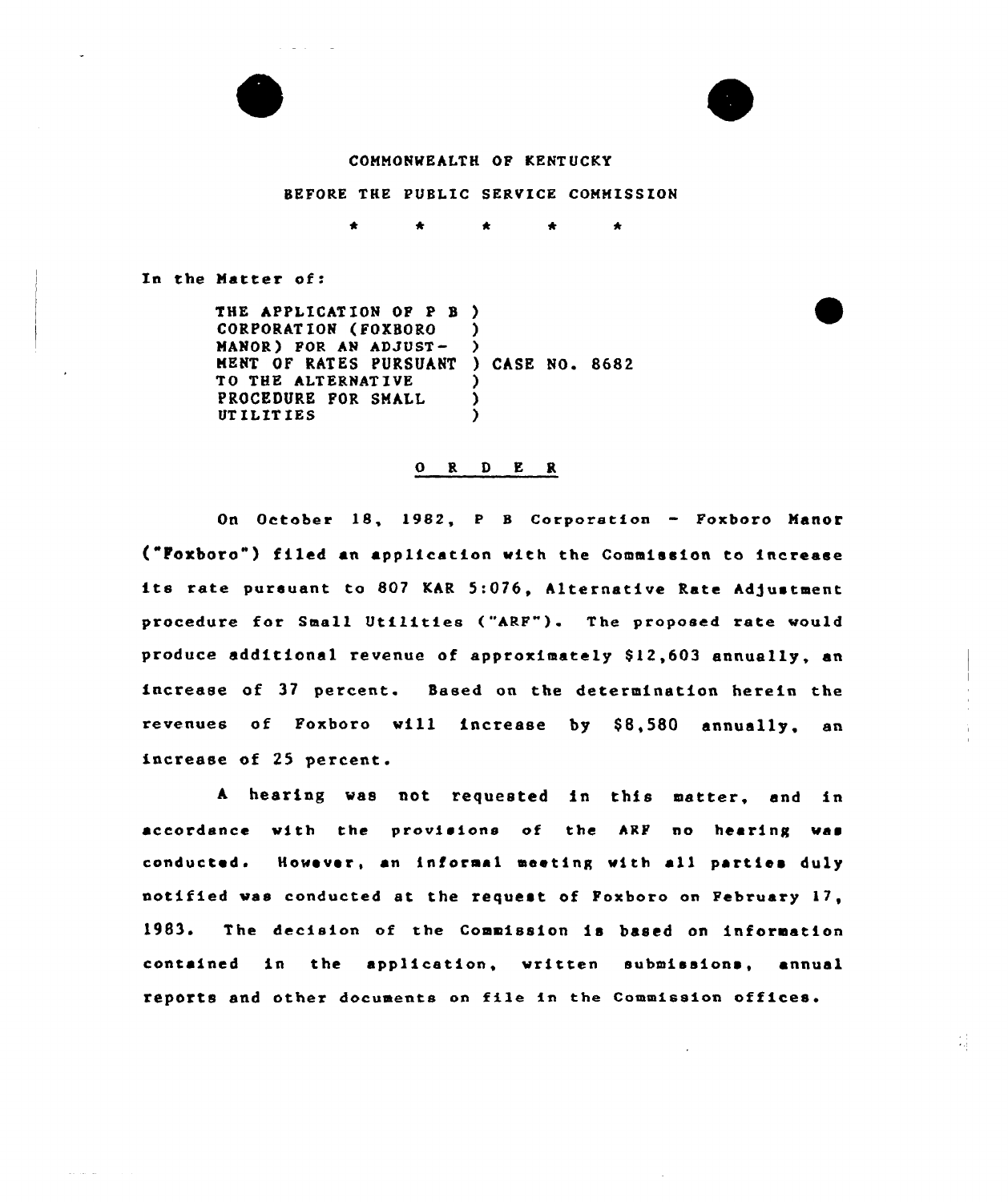COMMONWEALTH OF KENTUCKY

BEFORE THE PUBLIC SERVICE COMMISSION

\* \* \* \* \*

In the Matter of:

THE APPLICATION OF P B CORPORATION (FOXBORO MANOR) FOR AN ADJUSTMENT OF RATES PURSUANT TO THE ALTERNATIVE PROCEDURE FOR SMALL UTILITIES ) CASE NO. 8682

## O R D E R

On October 18, 1982, P B Corporation - Foxboro Manor ("Foxboro") filed an application with the Commission to increase its rate pursuant to 807 KAR 5:076, Alternative Rate Adjustment procedure for Small Utilities ("ARF"). The proposed rate would produce additional revenue of approximately $12,603 annually, an increase of 37 percent. Based on the determination herein the revenues of Foxboro will increase by $8,580 annually, an increase of 25 percent.

A hearing was not requested in this matter, and in accordance with the provisions of the ARF no hearing was conducted. However, an informal meeting with all parties duly notified was conducted at the request of Foxboro on February 17, 1983. The decision of the Commission is based on information contained in the application, written submissions, annual reports and other documents on file in the Commission offices.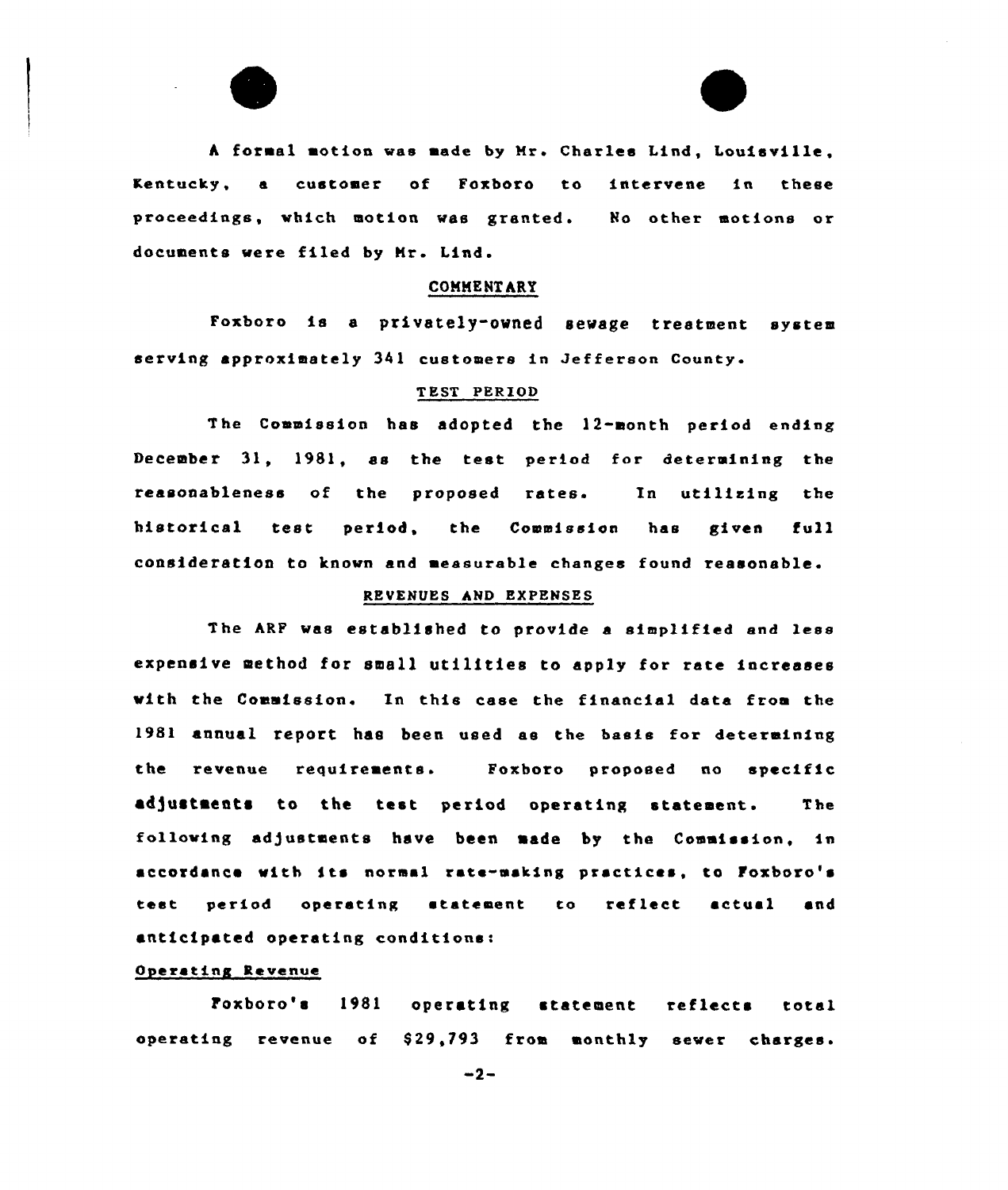A formal motion was made by Mr. Charles Lind, Louisville, Kentucky, a customer of Foxboro to intervene in these proceedings, which motion was granted. No other motions or documents were filed by Mr. Lind.

## COMMENTARY

Foxboro is a privately-owned sewage treatment system serving approximately 341 customers in Jefferson County.

## TEST PERIOD

The Commission has adopted the 12-month period ending December 31, 1981, as the test period for determining the reasonableness of the proposed rates. In utilizing the historical test period, the Commission has given full consideration to known and measurable changes found reasonable.

## REVENUES AND EXPENSES

The ARF was established to provide a simplified and less expensive method for small utilities to apply for rate increases with the Commission. In this case the financial data from the 1981 annual report has been used as the basis for determining the revenue requirements. Foxboro proposed no specific adjustments to the test period operating statement. The following adjustments have been made by the Commission, in accordance with its normal rate-making practices, to Foxboro's test period operating statement to reflect actual and anticipated operating conditions:

### Operating Revenue

Foxboro's 1981 operating statement reflects total operating revenue of $29,793 from monthly sewer charges.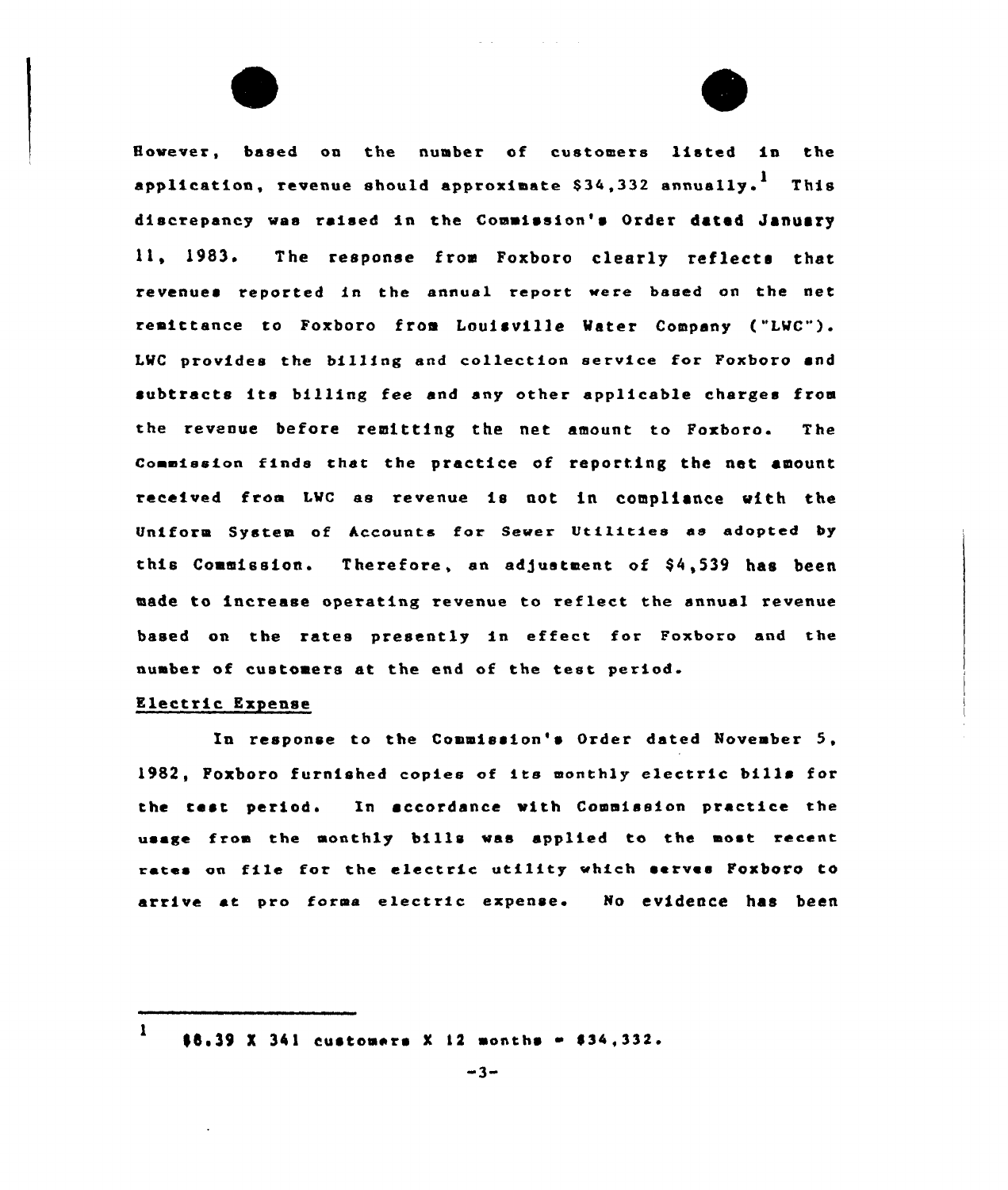However, based on the number of customers listed in the application, revenue should approximate $34,332 annually.[1] This discrepancy was raised in the Commission's Order dated January 11, 1983. The response from Foxboro clearly reflects that revenues reported in the annual report were based on the net remittance to Foxboro from Louisville Water Company ("LWC"). LWC provides the billing and collection service for Foxboro and subtracts its billing fee and any other applicable charges from the revenue before remitting the net amount to Foxboro. The Commission finds that the practice of reporting the net amount received from LWC as revenue is not in compliance with the Uniform System of Accounts for Sewer Utilities as adopted by this Commission. Therefore, an adjustment of $4,539 has been made to increase operating revenue to reflect the annual revenue based on the rates presently in effect for Foxboro and the number of customers at the end of the test period.

Electric Expense

In response to the Commission's Order dated November 5, 1982, Foxboro furnished copies of its monthly electric bills for the test period. In accordance with Commission practice the usage from the monthly bills was applied to the most recent rates on file for the electric utility which serves Foxboro to arrive at pro forma electric expense. No evidence has been

---

[1] $8.39 X 341 customers X 12 months = $34,332.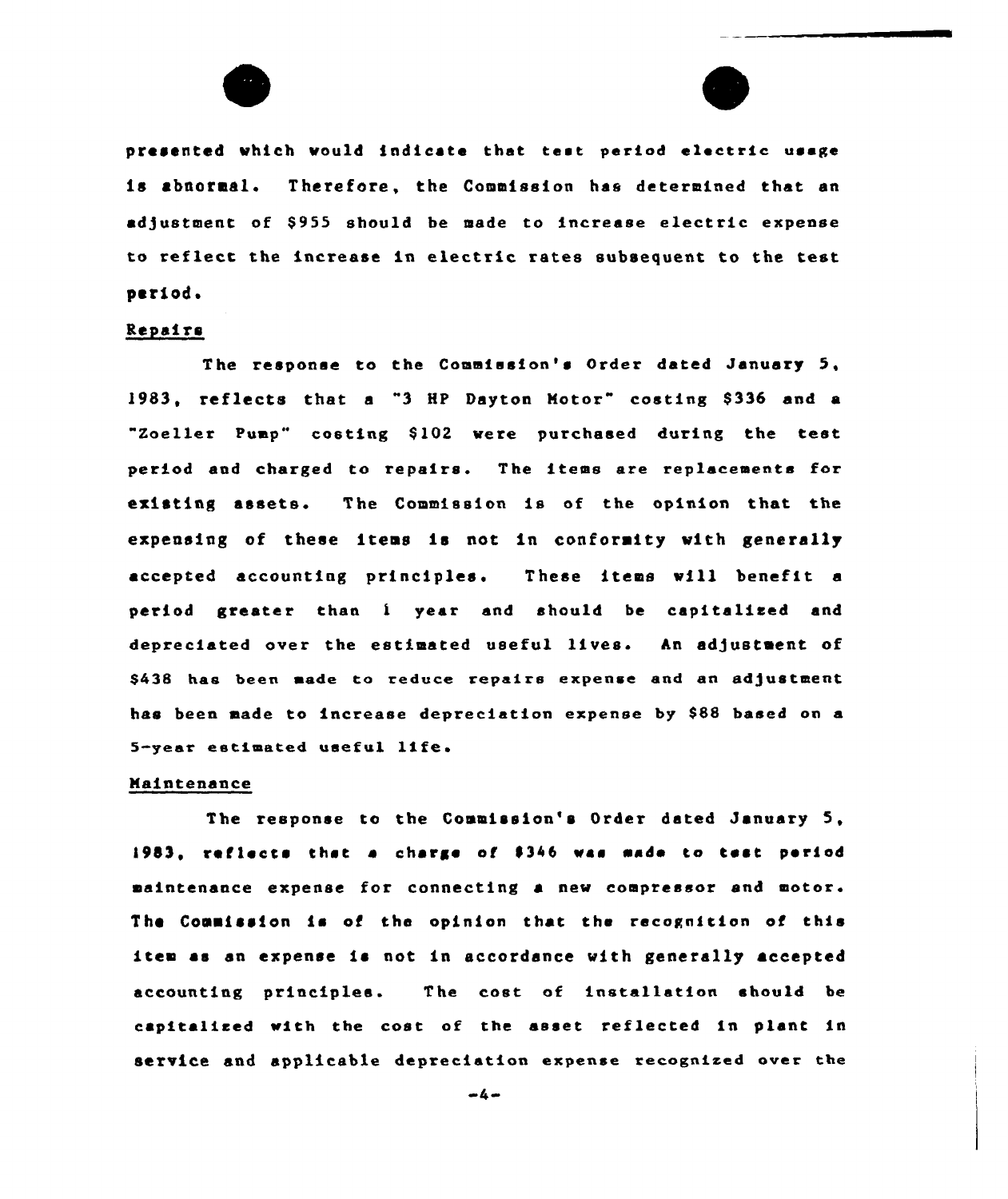presented which would indicate that test period electric usage is abnormal. Therefore, the Commission has determined that an adjustment of $955 should be made to increase electric expense to reflect the increase in electric rates subsequent to the test period.

Repairs

The response to the Commission's Order dated January 5, 1983, reflects that a "3 HP Dayton Motor" costing $336 and a "Zoeller Pump" costing $102 were purchased during the test period and charged to repairs. The items are replacements for existing assets. The Commission is of the opinion that the expensing of these items is not in conformity with generally accepted accounting principles. These items will benefit a period greater than 1 year and should be capitalized and depreciated over the estimated useful lives. An adjustment of $438 has been made to reduce repairs expense and an adjustment has been made to increase depreciation expense by $88 based on a 5-year estimated useful life.

Maintenance

The response to the Commission's Order dated January 5, 1983, reflects that a charge of $346 was made to test period maintenance expense for connecting a new compressor and motor. The Commission is of the opinion that the recognition of this item as an expense is not in accordance with generally accepted accounting principles. The cost of installation should be capitalized with the cost of the asset reflected in plant in service and applicable depreciation expense recognized over the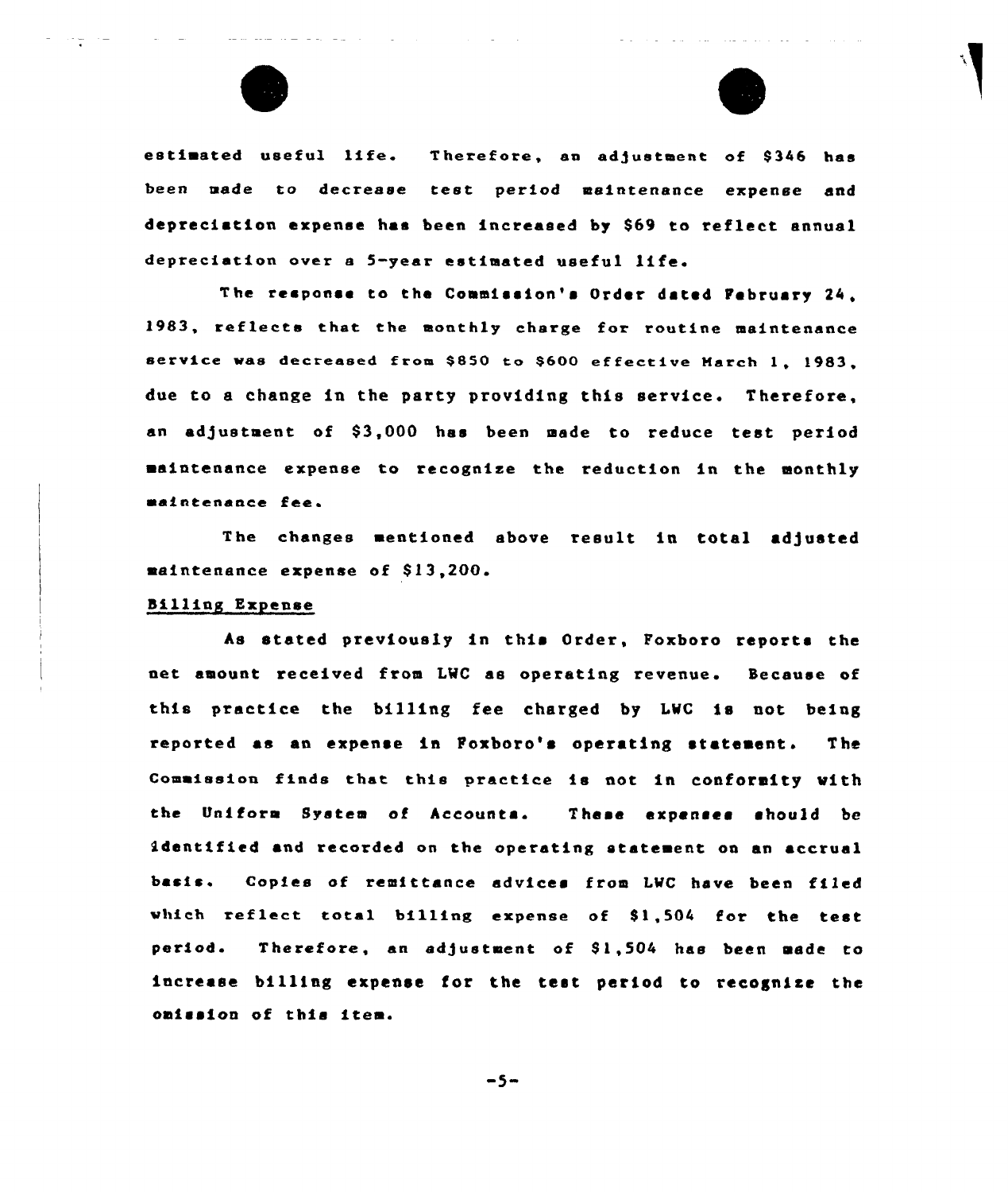estimated useful life. Therefore, an adjustment of $346 has been made to decrease test period maintenance expense and depreciation expense has been increased by $69 to reflect annual depreciation over a 5-year estimated useful life.

The response to the Commission's Order dated February 24, 1983, reflects that the monthly charge for routine maintenance service was decreased from $850 to $600 effective March 1, 1983, due to a change in the party providing this service. Therefore, an adjustment of $3,000 has been made to reduce test period maintenance expense to recognize the reduction in the monthly maintenance fee.

The changes mentioned above result in total adjusted maintenance expense of $13,200.

Billing Expense

As stated previously in this Order, Foxboro reports the net amount received from LWC as operating revenue. Because of this practice the billing fee charged by LWC is not being reported as an expense in Foxboro's operating statement. The Commission finds that this practice is not in conformity with the Uniform System of Accounts. These expenses should be identified and recorded on the operating statement on an accrual basis. Copies of remittance advices from LWC have been filed which reflect total billing expense of $1,504 for the test period. Therefore, an adjustment of $1,504 has been made to increase billing expense for the test period to recognize the omission of this item.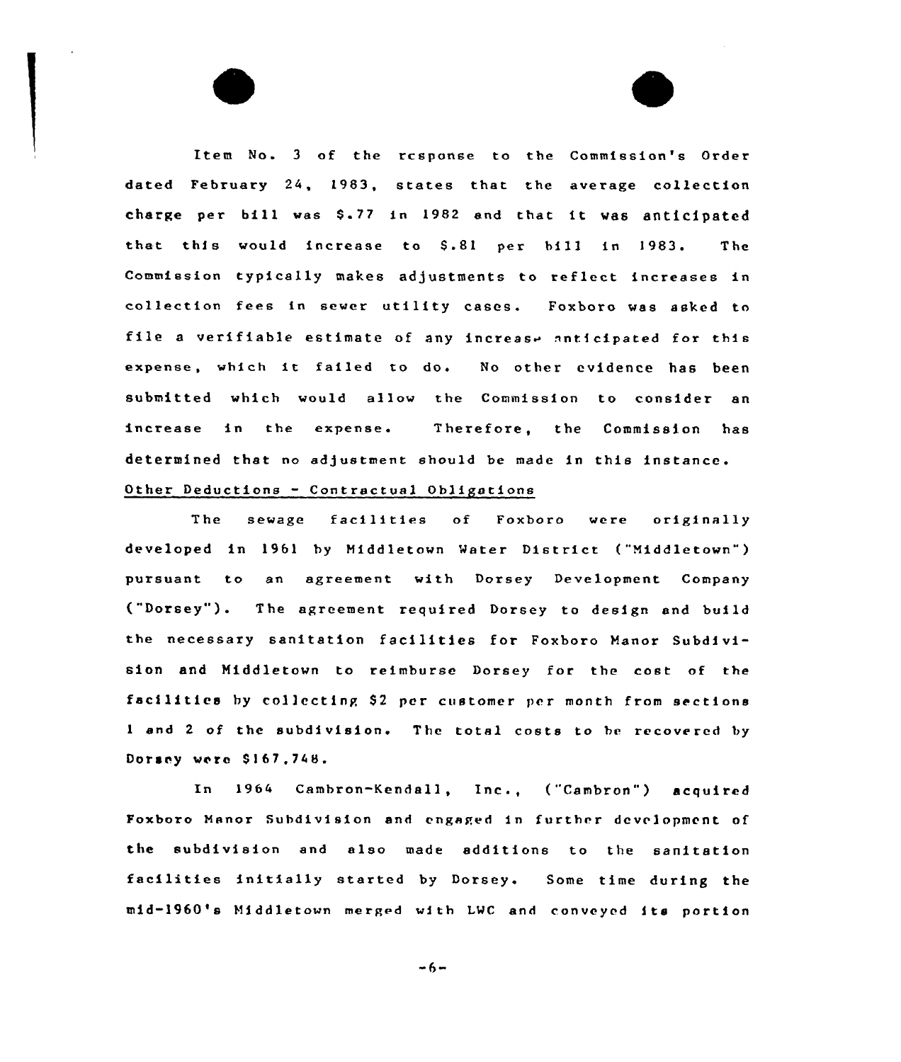Item No. 3 of the response to the Commission's Order dated February 24, 1983, states that the average collection charge per bill was $.77 in 1982 and that it was anticipated that this would increase to $.81 per bill in 1983. The Commission typically makes adjustments to reflect increases in collection fees in sewer utility cases. Foxboro was asked to file a verifiable estimate of any increase anticipated for this expense, which it failed to do. No other evidence has been submitted which would allow the Commission to consider an increase in the expense. Therefore, the Commission has determined that no adjustment should be made in this instance.

Other Deductions - Contractual Obligations

The sewage facilities of Foxboro were originally developed in 1961 by Middletown Water District ("Middletown") pursuant to an agreement with Dorsey Development Company ("Dorsey"). The agreement required Dorsey to design and build the necessary sanitation facilities for Foxboro Manor Subdivision and Middletown to reimburse Dorsey for the cost of the facilities by collecting $2 per customer per month from sections 1 and 2 of the subdivision. The total costs to be recovered by Dorsey were $167,748.

In 1964 Cambron-Kendall, Inc., ("Cambron") acquired Foxboro Manor Subdivision and engaged in further development of the subdivision and also made additions to the sanitation facilities initially started by Dorsey. Some time during the mid-1960's Middletown merged with LWC and conveyed its portion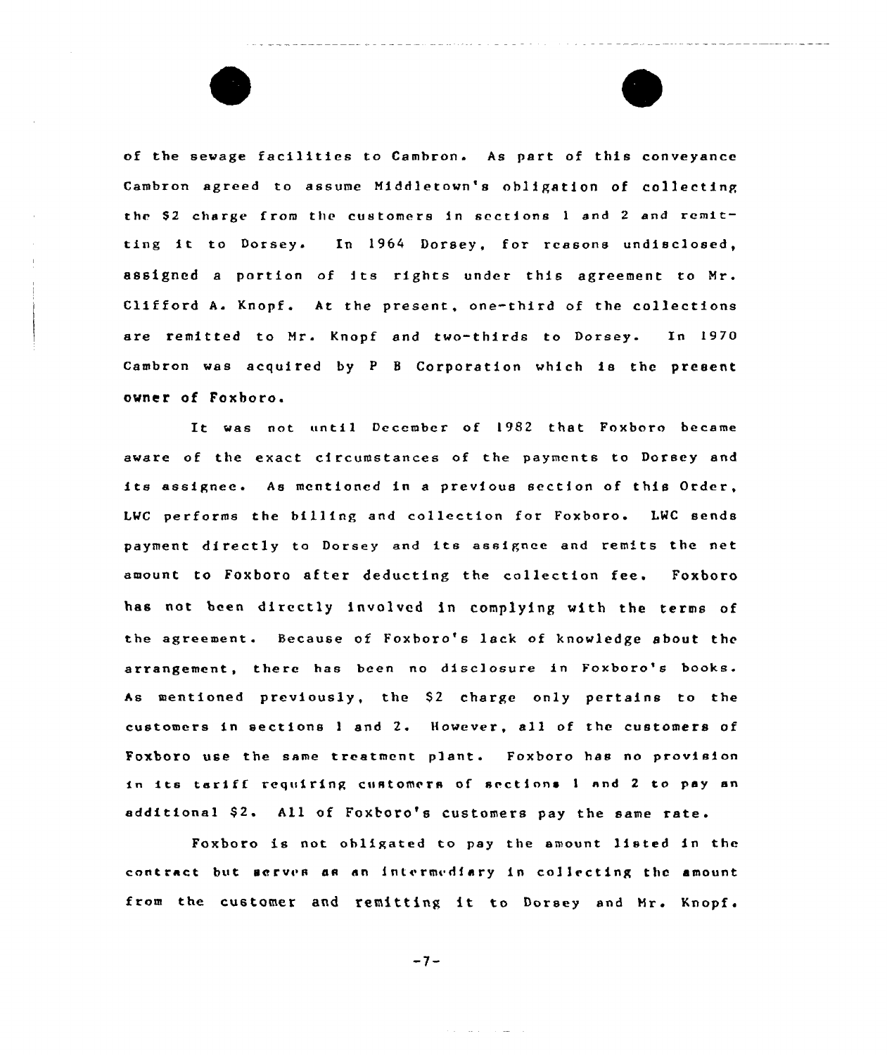of the sewage facilities to Cambron. As part of this conveyance Cambron agreed to assume Middletown's obligation of collecting the $2 charge from the customers in sections 1 and 2 and remitting it to Dorsey. In 1964 Dorsey, for reasons undisclosed, assigned a portion of its rights under this agreement to Mr. Clifford A. Knopf. At the present, one-third of the collections are remitted to Mr. Knopf and two-thirds to Dorsey. In 1970 Cambron was acquired by P B Corporation which is the present owner of Foxboro.

It was not until December of 1982 that Foxboro became aware of the exact circumstances of the payments to Dorsey and its assignee. As mentioned in a previous section of this Order, LWC performs the billing and collection for Foxboro. LWC sends payment directly to Dorsey and its assignee and remits the net amount to Foxboro after deducting the collection fee. Foxboro has not been directly involved in complying with the terms of the agreement. Because of Foxboro's lack of knowledge about the arrangement, there has been no disclosure in Foxboro's books. As mentioned previously, the $2 charge only pertains to the customers in sections 1 and 2. However, all of the customers of Foxboro use the same treatment plant. Foxboro has no provision in its tariff requiring customers of sections 1 and 2 to pay an additional $2. All of Foxboro's customers pay the same rate.

Foxboro is not obligated to pay the amount listed in the contract but serves as an intermediary in collecting the amount from the customer and remitting it to Dorsey and Mr. Knopf.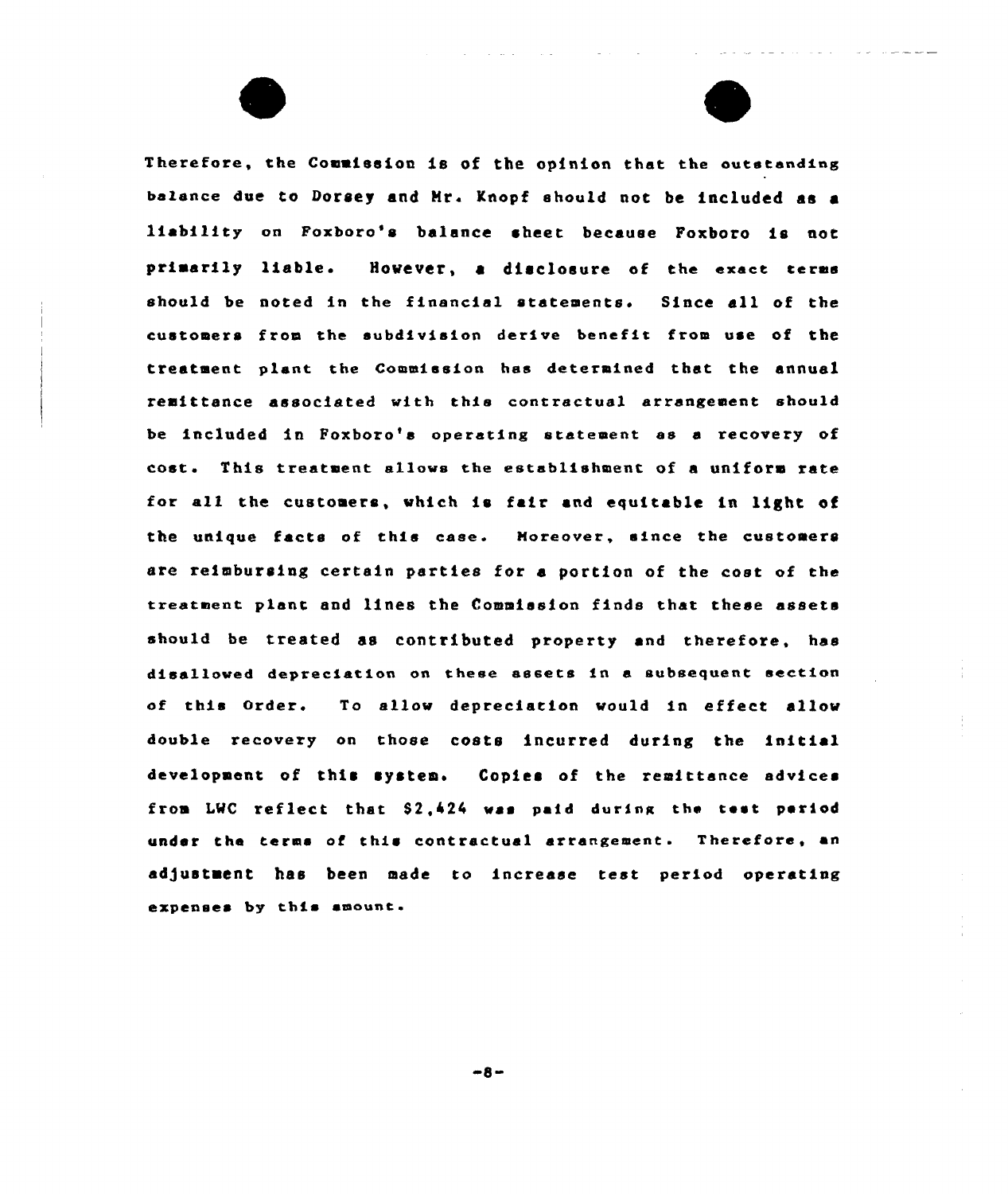Therefore, the Commission is of the opinion that the outstanding balance due to Dorsey and Mr. Knopf should not be included as a liability on Foxboro's balance sheet because Foxboro is not primarily liable. However, a disclosure of the exact terms should be noted in the financial statements. Since all of the customers from the subdivision derive benefit from use of the treatment plant the Commission has determined that the annual remittance associated with this contractual arrangement should be included in Foxboro's operating statement as a recovery of cost. This treatment allows the establishment of a uniform rate for all the customers, which is fair and equitable in light of the unique facts of this case. Moreover, since the customers are reimbursing certain parties for a portion of the cost of the treatment plant and lines the Commission finds that these assets should be treated as contributed property and therefore, has disallowed depreciation on these assets in a subsequent section of this Order. To allow depreciation would in effect allow double recovery on those costs incurred during the initial development of this system. Copies of the remittance advices from LWC reflect that $2,424 was paid during the test period under the terms of this contractual arrangement. Therefore, an adjustment has been made to increase test period operating expenses by this amount.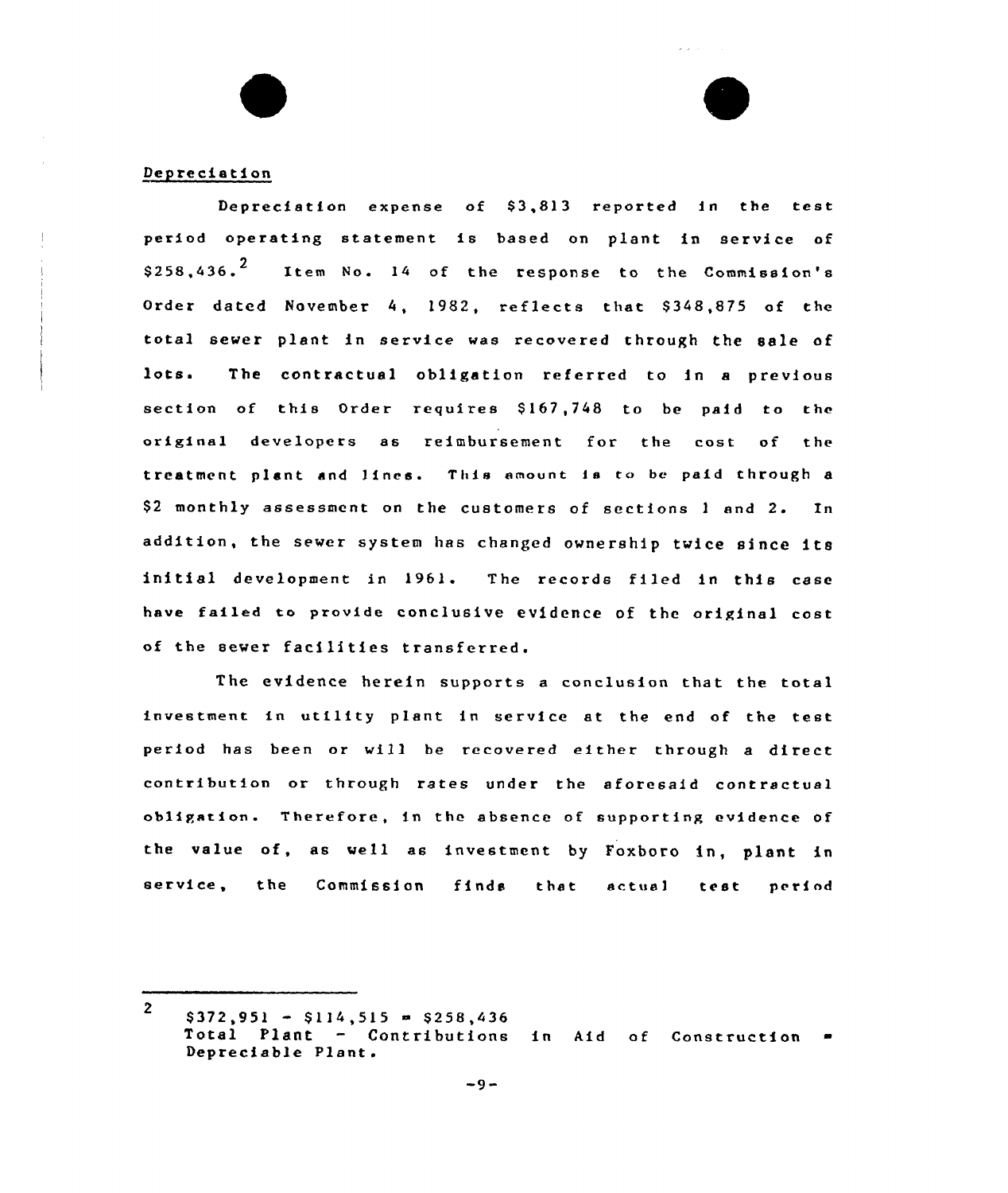Depreciation

Depreciation expense of $3,813 reported in the test period operating statement is based on plant in service of $258,436.[2] Item No. 14 of the response to the Commission's Order dated November 4, 1982, reflects that $348,875 of the total sewer plant in service was recovered through the sale of lots. The contractual obligation referred to in a previous section of this Order requires $167,748 to be paid to the original developers as reimbursement for the cost of the treatment plant and lines. This amount is to be paid through a $2 monthly assessment on the customers of sections 1 and 2. In addition, the sewer system has changed ownership twice since its initial development in 1961. The records filed in this case have failed to provide conclusive evidence of the original cost of the sewer facilities transferred.

The evidence herein supports a conclusion that the total investment in utility plant in service at the end of the test period has been or will be recovered either through a direct contribution or through rates under the aforesaid contractual obligation. Therefore, in the absence of supporting evidence of the value of, as well as investment by Foxboro in, plant in service, the Commission finds that actual test period

---

[2] $372,951 - $114,515 = $258,436
Total Plant - Contributions in Aid of Construction = Depreciable Plant.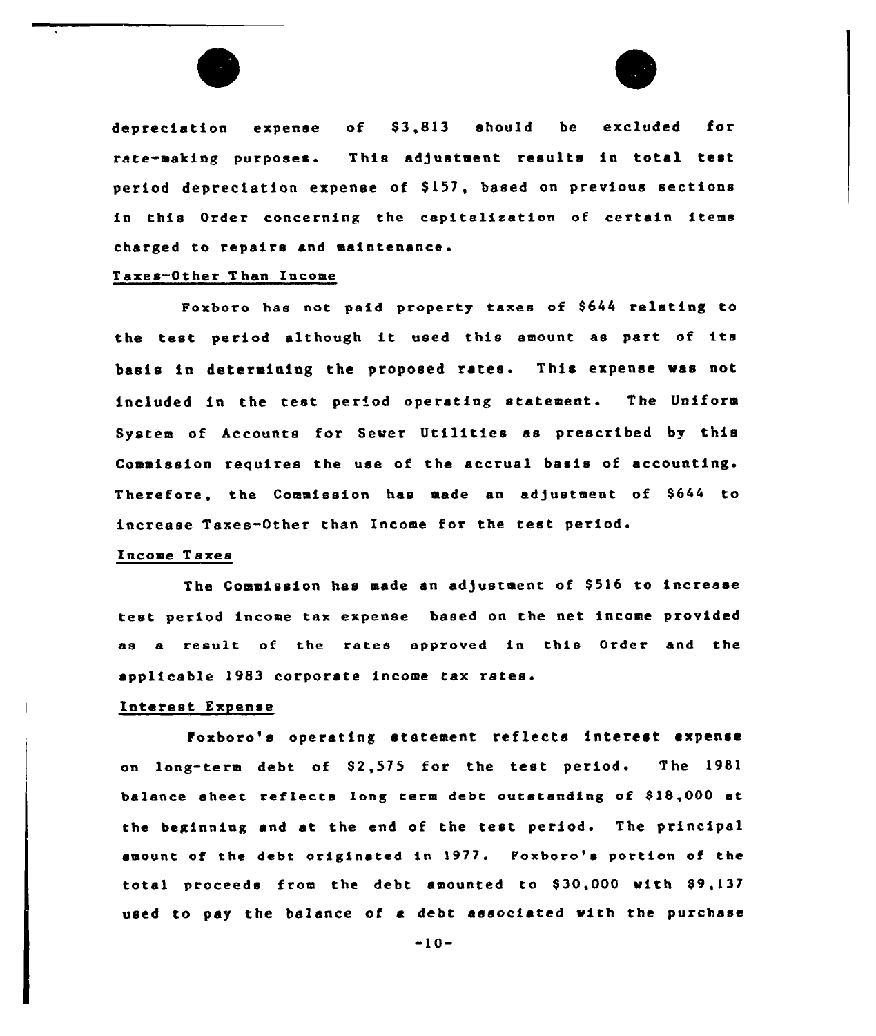depreciation expense of $3,813 should be excluded for rate-making purposes. This adjustment results in total test period depreciation expense of $157, based on previous sections in this Order concerning the capitalization of certain items charged to repairs and maintenance.

Taxes-Other Than Income

Foxboro has not paid property taxes of $644 relating to the test period although it used this amount as part of its basis in determining the proposed rates. This expense was not included in the test period operating statement. The Uniform System of Accounts for Sewer Utilities as prescribed by this Commission requires the use of the accrual basis of accounting. Therefore, the Commission has made an adjustment of $644 to increase Taxes-Other than Income for the test period.

Income Taxes

The Commission has made an adjustment of $516 to increase test period income tax expense based on the net income provided as a result of the rates approved in this Order and the applicable 1983 corporate income tax rates.

Interest Expense

Foxboro's operating statement reflects interest expense on long-term debt of $2,575 for the test period. The 1981 balance sheet reflects long term debt outstanding of $18,000 at the beginning and at the end of the test period. The principal amount of the debt originated in 1977. Foxboro's portion of the total proceeds from the debt amounted to $30,000 with $9,137 used to pay the balance of a debt associated with the purchase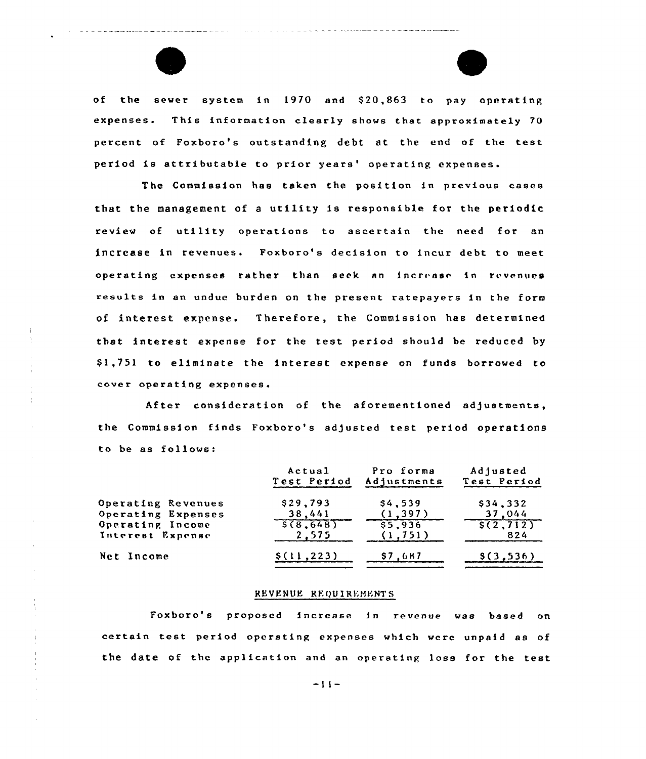of the sewer system in 1970 and $20,863 to pay operating expenses. This information clearly shows that approximately 70 percent of Foxboro's outstanding debt at the end of the test period is attributable to prior years' operating expenses.

The Commission has taken the position in previous cases that the management of a utility is responsible for the periodic review of utility operations to ascertain the need for an increase in revenues. Foxboro's decision to incur debt to meet operating expenses rather than seek an increase in revenues results in an undue burden on the present ratepayers in the form of interest expense. Therefore, the Commission has determined that interest expense for the test period should be reduced by $1,751 to eliminate the interest expense on funds borrowed to cover operating expenses.

After consideration of the aforementioned adjustments, the Commission finds Foxboro's adjusted test period operations to be as follows:

| | Actual Test Period | Pro forma Adjustments | Adjusted Test Period |
|---|---|---|---|
| Operating Revenues | $29,793 | $4,539 | $34,332 |
| Operating Expenses | 38,441 | (1,397) | 37,044 |
| Operating Income | $(8,648) | $5,936 | $(2,712) |
| Interest Expense | 2,575 | (1,751) | 824 |
| Net Income | $(11,223) | $7,687 | $(3,536) |

## REVENUE REQUIREMENTS

Foxboro's proposed increase in revenue was based on certain test period operating expenses which were unpaid as of the date of the application and an operating loss for the test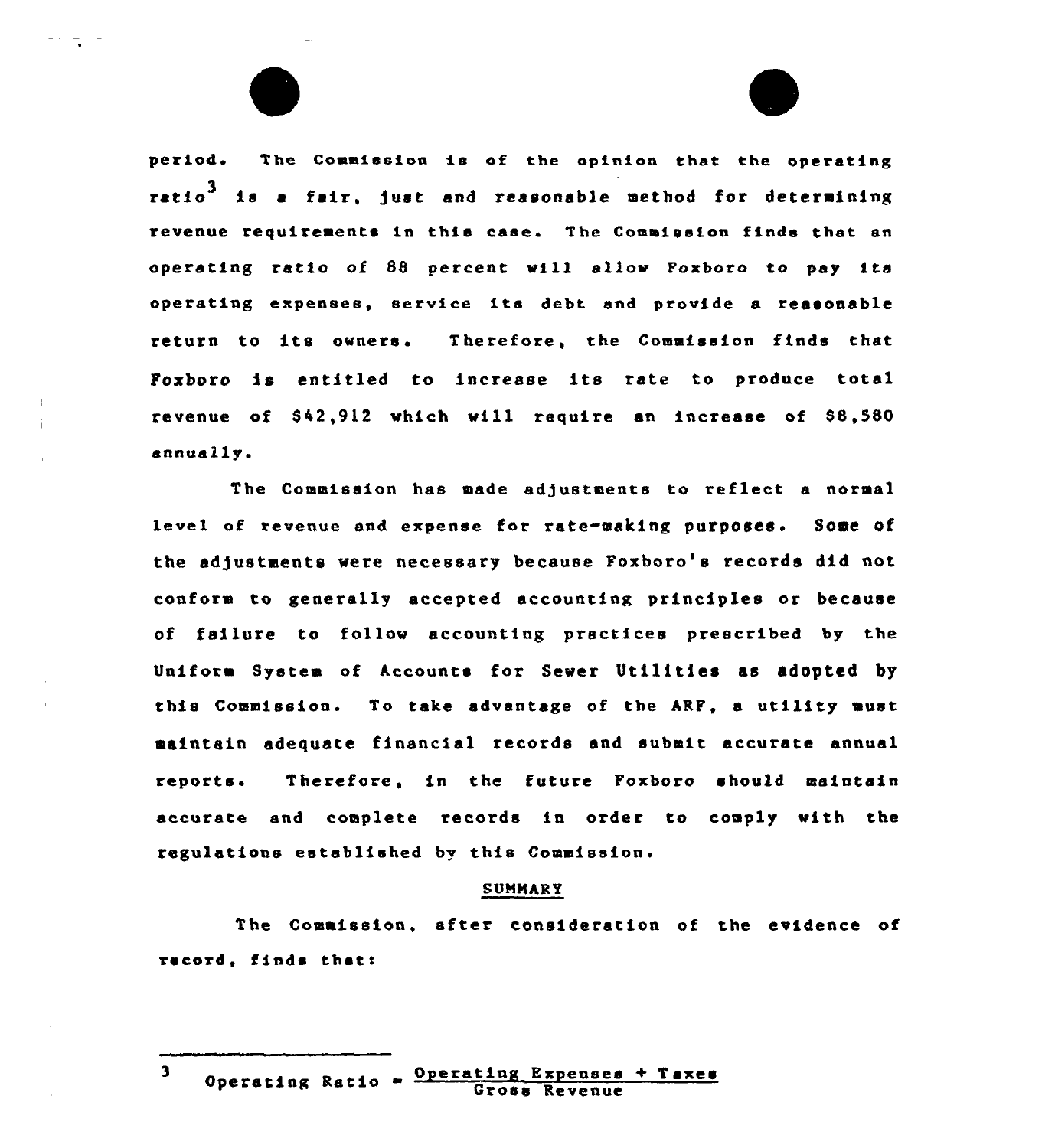period. The Commission is of the opinion that the operating ratio[3] is a fair, just and reasonable method for determining revenue requirements in this case. The Commission finds that an operating ratio of 88 percent will allow Foxboro to pay its operating expenses, service its debt and provide a reasonable return to its owners. Therefore, the Commission finds that Foxboro is entitled to increase its rate to produce total revenue of $42,912 which will require an increase of $8,580 annually.

The Commission has made adjustments to reflect a normal level of revenue and expense for rate-making purposes. Some of the adjustments were necessary because Foxboro's records did not conform to generally accepted accounting principles or because of failure to follow accounting practices prescribed by the Uniform System of Accounts for Sewer Utilities as adopted by this Commission. To take advantage of the ARF, a utility must maintain adequate financial records and submit accurate annual reports. Therefore, in the future Foxboro should maintain accurate and complete records in order to comply with the regulations established by this Commission.

## SUMMARY

The Commission, after consideration of the evidence of record, finds that:

---

[3] $$\text{Operating Ratio} = \frac{\text{Operating Expenses} + \text{Taxes}}{\text{Gross Revenue}}$$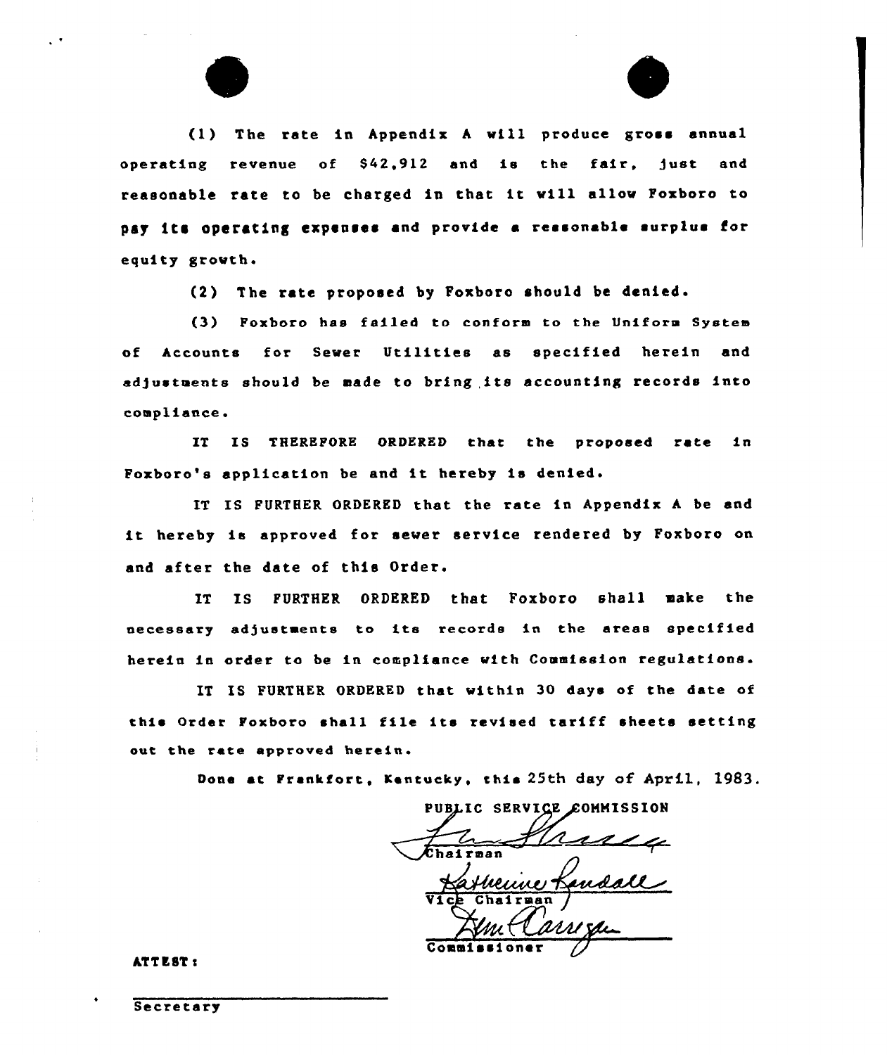(1) The rate in Appendix A will produce gross annual operating revenue of $42,912 and is the fair, just and reasonable rate to be charged in that it will allow Foxboro to pay its operating expenses and provide a reasonable surplus for equity growth.

(2) The rate proposed by Foxboro should be denied.

(3) Foxboro has failed to conform to the Uniform System of Accounts for Sewer Utilities as specified herein and adjustments should be made to bring its accounting records into compliance.

IT IS THEREFORE ORDERED that the proposed rate in Foxboro's application be and it hereby is denied.

IT IS FURTHER ORDERED that the rate in Appendix A be and it hereby is approved for sewer service rendered by Foxboro on and after the date of this Order.

IT IS FURTHER ORDERED that Foxboro shall make the necessary adjustments to its records in the areas specified herein in order to be in compliance with Commission regulations.

IT IS FURTHER ORDERED that within 30 days of the date of this Order Foxboro shall file its revised tariff sheets setting out the rate approved herein.

Done at Frankfort, Kentucky, this 25th day of April, 1983.

PUBLIC SERVICE COMMISSION

Chairman

Vice Chairman

Commissioner

ATTEST:

Secretary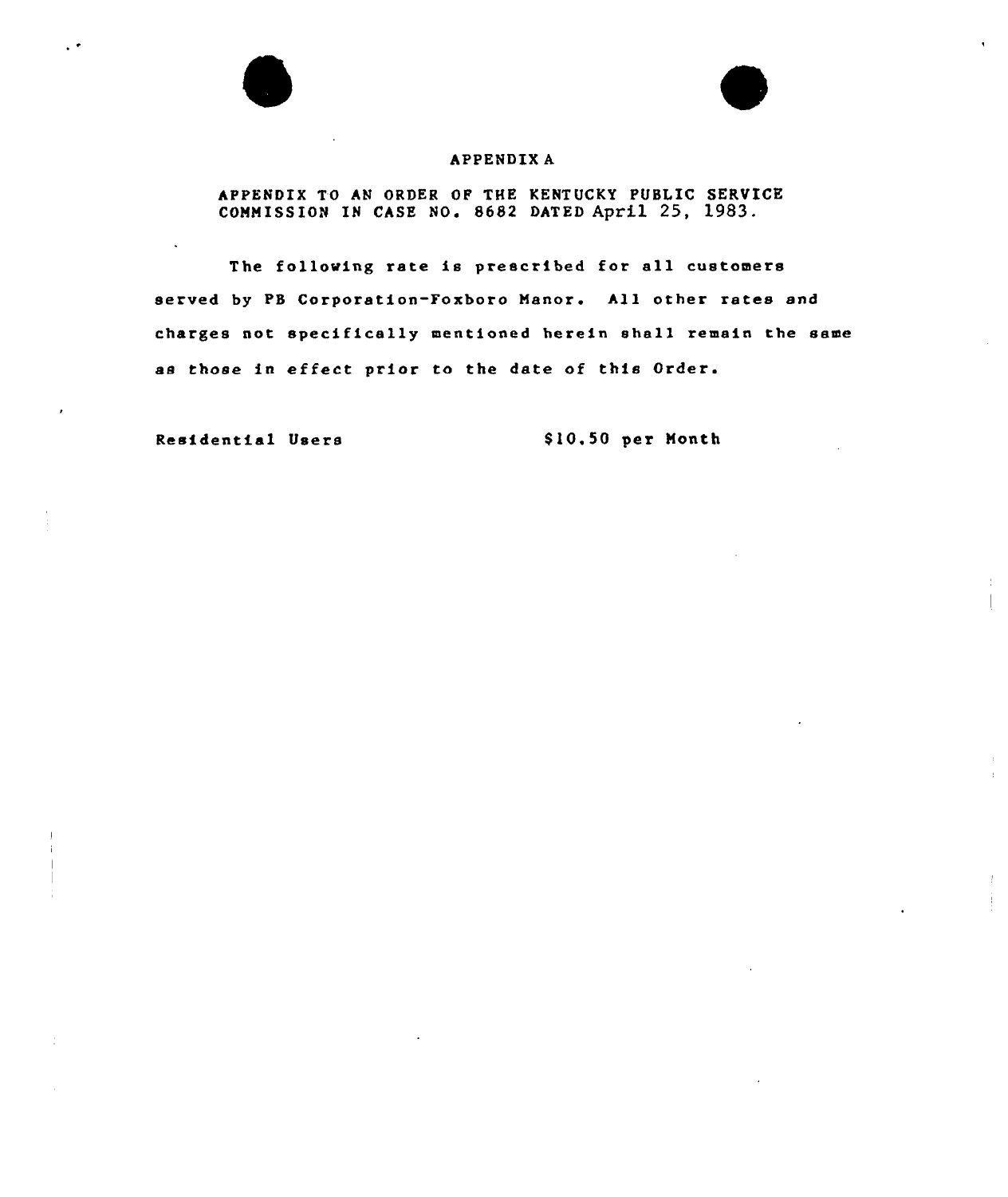# APPENDIX A

APPENDIX TO AN ORDER OF THE KENTUCKY PUBLIC SERVICE COMMISSION IN CASE NO. 8682 DATED April 25, 1983.

The following rate is prescribed for all customers served by PB Corporation-Foxboro Manor. All other rates and charges not specifically mentioned herein shall remain the same as those in effect prior to the date of this Order.

Residential Users $10.50 per Month